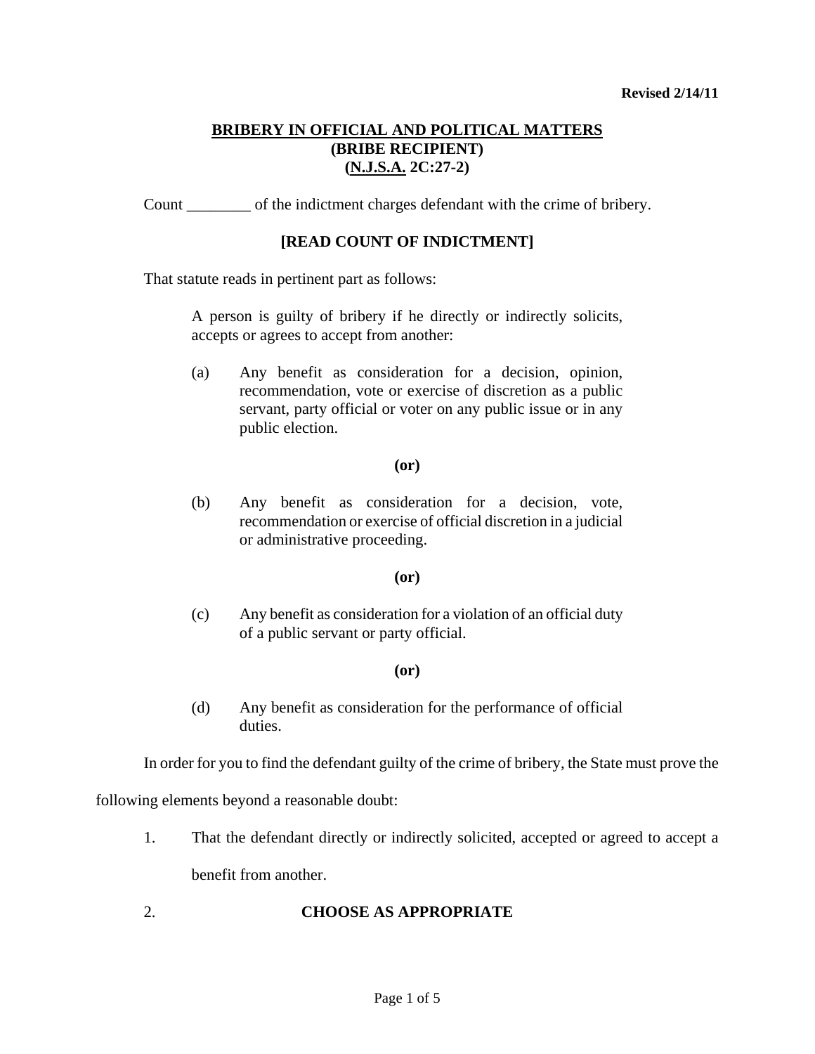Revised 2/14/11

# BRIBERY IN OFFICIAL AND POLITICAL MATTERS
## (BRIBE RECIPIENT)
## (N.J.S.A. 2C:27-2)

Count ________ of the indictment charges defendant with the crime of bribery.

**[READ COUNT OF INDICTMENT]**

That statute reads in pertinent part as follows:

> A person is guilty of bribery if he directly or indirectly solicits, accepts or agrees to accept from another:
>
> (a) Any benefit as consideration for a decision, opinion, recommendation, vote or exercise of discretion as a public servant, party official or voter on any public issue or in any public election.
>
> **(or)**
>
> (b) Any benefit as consideration for a decision, vote, recommendation or exercise of official discretion in a judicial or administrative proceeding.
>
> **(or)**
>
> (c) Any benefit as consideration for a violation of an official duty of a public servant or party official.
>
> **(or)**
>
> (d) Any benefit as consideration for the performance of official duties.

In order for you to find the defendant guilty of the crime of bribery, the State must prove the following elements beyond a reasonable doubt:

1. That the defendant directly or indirectly solicited, accepted or agreed to accept a benefit from another.

2. **CHOOSE AS APPROPRIATE**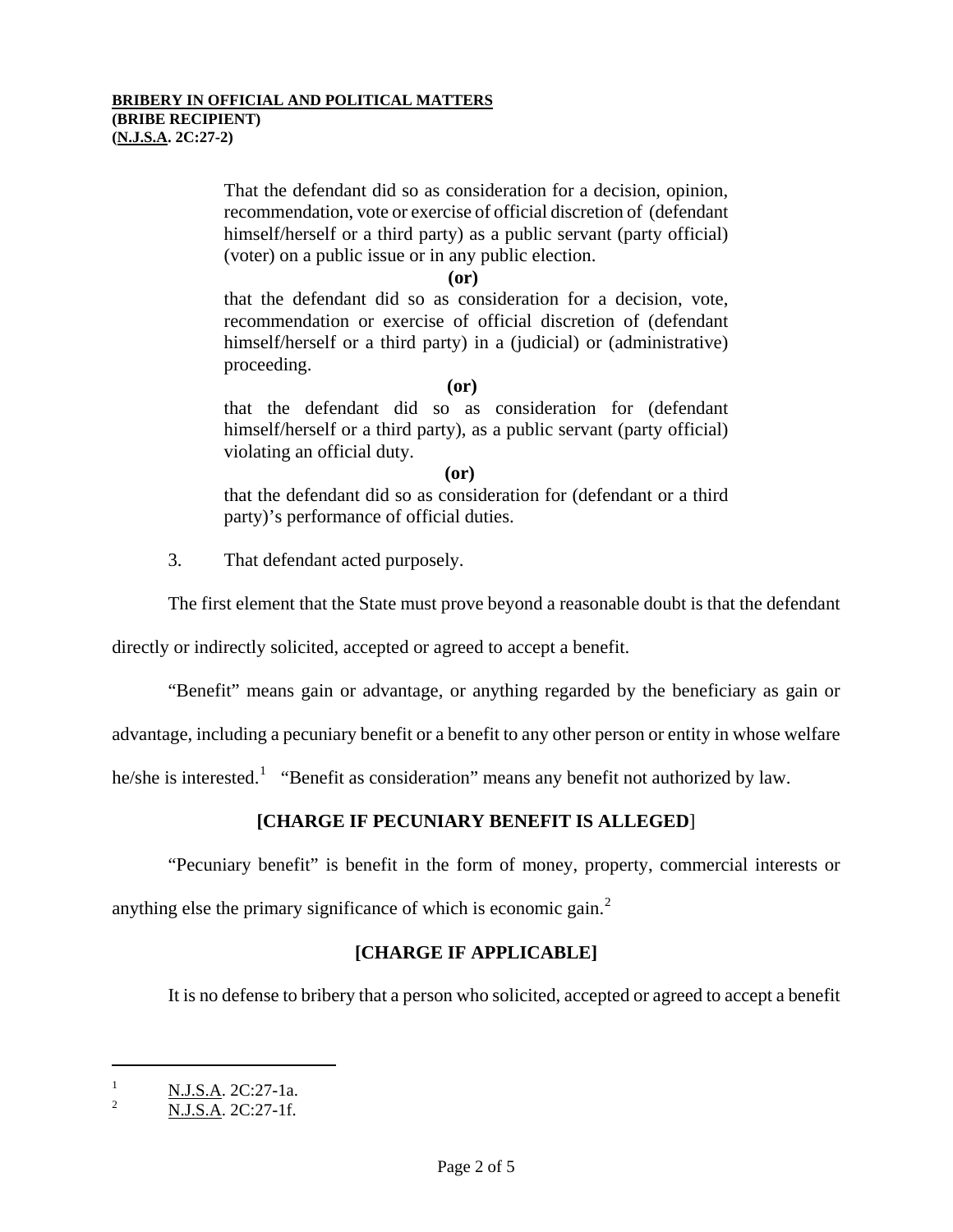That the defendant did so as consideration for a decision, opinion, recommendation, vote or exercise of official discretion of (defendant himself/herself or a third party) as a public servant (party official) (voter) on a public issue or in any public election.

**(or)**

that the defendant did so as consideration for a decision, vote, recommendation or exercise of official discretion of (defendant himself/herself or a third party) in a (judicial) or (administrative) proceeding.

**(or)**

that the defendant did so as consideration for (defendant himself/herself or a third party), as a public servant (party official) violating an official duty.

**(or)**

that the defendant did so as consideration for (defendant or a third party)'s performance of official duties.

3. That defendant acted purposely.

The first element that the State must prove beyond a reasonable doubt is that the defendant directly or indirectly solicited, accepted or agreed to accept a benefit.

"Benefit" means gain or advantage, or anything regarded by the beneficiary as gain or advantage, including a pecuniary benefit or a benefit to any other person or entity in whose welfare he/she is interested.[1] "Benefit as consideration" means any benefit not authorized by law.

**[CHARGE IF PECUNIARY BENEFIT IS ALLEGED]**

"Pecuniary benefit" is benefit in the form of money, property, commercial interests or anything else the primary significance of which is economic gain.[2]

**[CHARGE IF APPLICABLE]**

It is no defense to bribery that a person who solicited, accepted or agreed to accept a benefit

---

[1] N.J.S.A. 2C:27-1a.

[2] N.J.S.A. 2C:27-1f.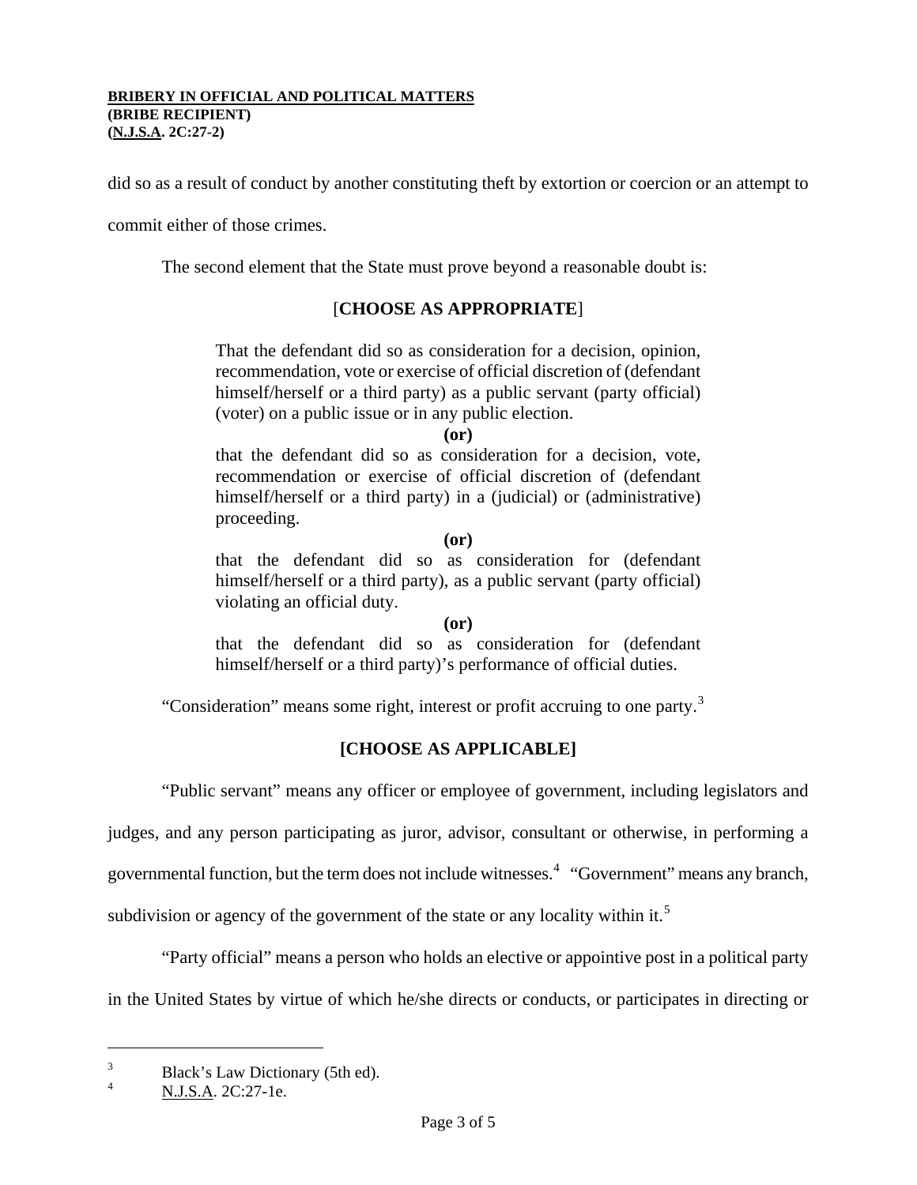did so as a result of conduct by another constituting theft by extortion or coercion or an attempt to commit either of those crimes.

The second element that the State must prove beyond a reasonable doubt is:

[**CHOOSE AS APPROPRIATE**]

> That the defendant did so as consideration for a decision, opinion, recommendation, vote or exercise of official discretion of (defendant himself/herself or a third party) as a public servant (party official) (voter) on a public issue or in any public election.
>
> **(or)**
>
> that the defendant did so as consideration for a decision, vote, recommendation or exercise of official discretion of (defendant himself/herself or a third party) in a (judicial) or (administrative) proceeding.
>
> **(or)**
>
> that the defendant did so as consideration for (defendant himself/herself or a third party), as a public servant (party official) violating an official duty.
>
> **(or)**
>
> that the defendant did so as consideration for (defendant himself/herself or a third party)'s performance of official duties.

"Consideration" means some right, interest or profit accruing to one party.[3]

**[CHOOSE AS APPLICABLE]**

"Public servant" means any officer or employee of government, including legislators and judges, and any person participating as juror, advisor, consultant or otherwise, in performing a governmental function, but the term does not include witnesses.[4] "Government" means any branch, subdivision or agency of the government of the state or any locality within it.[5]

"Party official" means a person who holds an elective or appointive post in a political party in the United States by virtue of which he/she directs or conducts, or participates in directing or

---

[3] Black's Law Dictionary (5th ed).

[4] N.J.S.A. 2C:27-1e.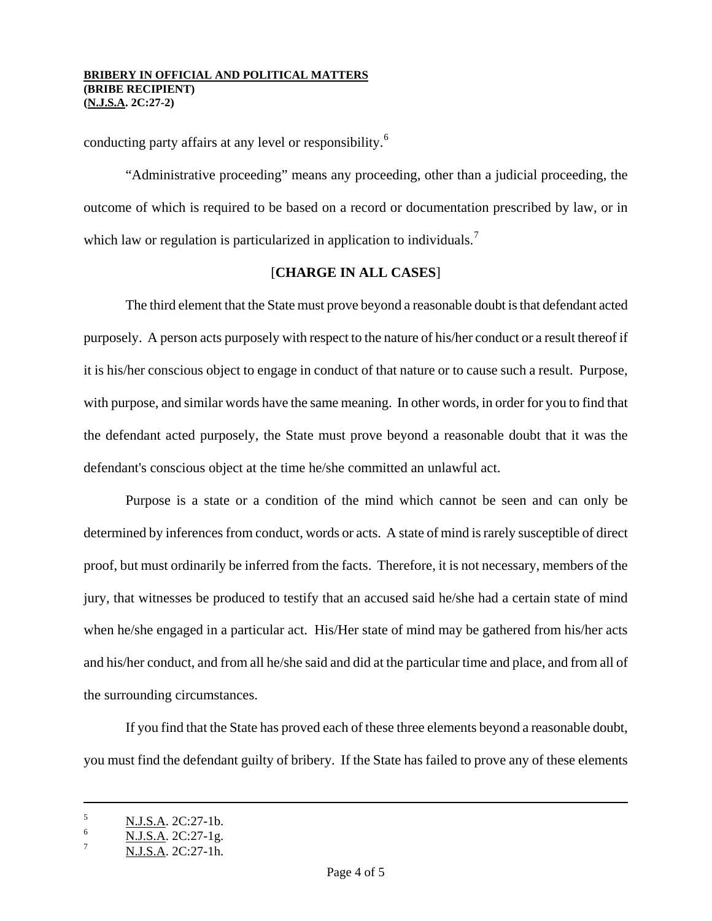conducting party affairs at any level or responsibility.[6]

"Administrative proceeding" means any proceeding, other than a judicial proceeding, the outcome of which is required to be based on a record or documentation prescribed by law, or in which law or regulation is particularized in application to individuals.[7]

[**CHARGE IN ALL CASES**]

The third element that the State must prove beyond a reasonable doubt is that defendant acted purposely. A person acts purposely with respect to the nature of his/her conduct or a result thereof if it is his/her conscious object to engage in conduct of that nature or to cause such a result. Purpose, with purpose, and similar words have the same meaning. In other words, in order for you to find that the defendant acted purposely, the State must prove beyond a reasonable doubt that it was the defendant's conscious object at the time he/she committed an unlawful act.

Purpose is a state or a condition of the mind which cannot be seen and can only be determined by inferences from conduct, words or acts. A state of mind is rarely susceptible of direct proof, but must ordinarily be inferred from the facts. Therefore, it is not necessary, members of the jury, that witnesses be produced to testify that an accused said he/she had a certain state of mind when he/she engaged in a particular act. His/Her state of mind may be gathered from his/her acts and his/her conduct, and from all he/she said and did at the particular time and place, and from all of the surrounding circumstances.

If you find that the State has proved each of these three elements beyond a reasonable doubt, you must find the defendant guilty of bribery. If the State has failed to prove any of these elements

---

[5] N.J.S.A. 2C:27-1b.

[6] N.J.S.A. 2C:27-1g.

[7] N.J.S.A. 2C:27-1h.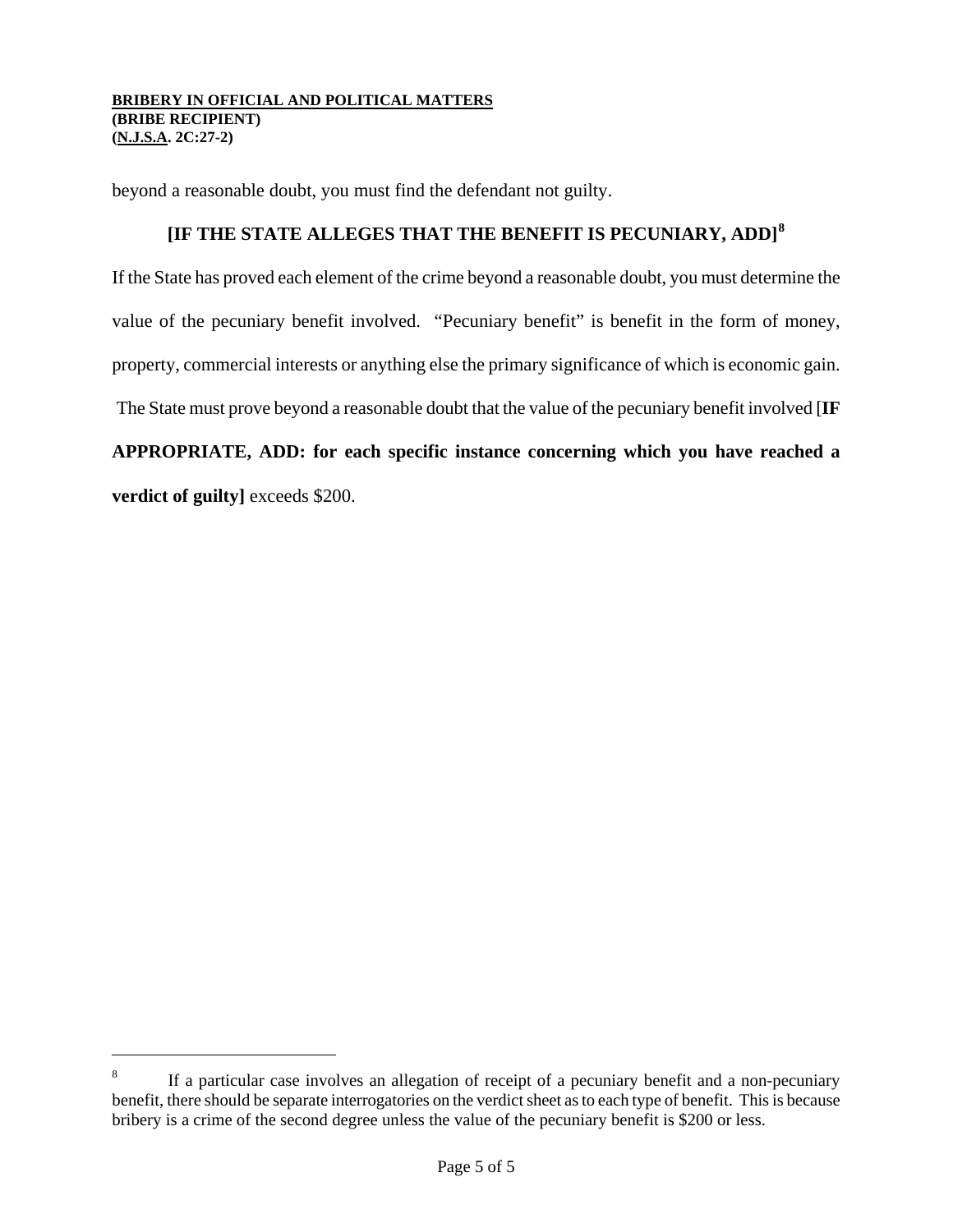beyond a reasonable doubt, you must find the defendant not guilty.

**[IF THE STATE ALLEGES THAT THE BENEFIT IS PECUNIARY, ADD]**[8]

If the State has proved each element of the crime beyond a reasonable doubt, you must determine the value of the pecuniary benefit involved. "Pecuniary benefit" is benefit in the form of money, property, commercial interests or anything else the primary significance of which is economic gain. The State must prove beyond a reasonable doubt that the value of the pecuniary benefit involved [**IF APPROPRIATE, ADD: for each specific instance concerning which you have reached a verdict of guilty]** exceeds $200.

---

[8] If a particular case involves an allegation of receipt of a pecuniary benefit and a non-pecuniary benefit, there should be separate interrogatories on the verdict sheet as to each type of benefit. This is because bribery is a crime of the second degree unless the value of the pecuniary benefit is $200 or less.